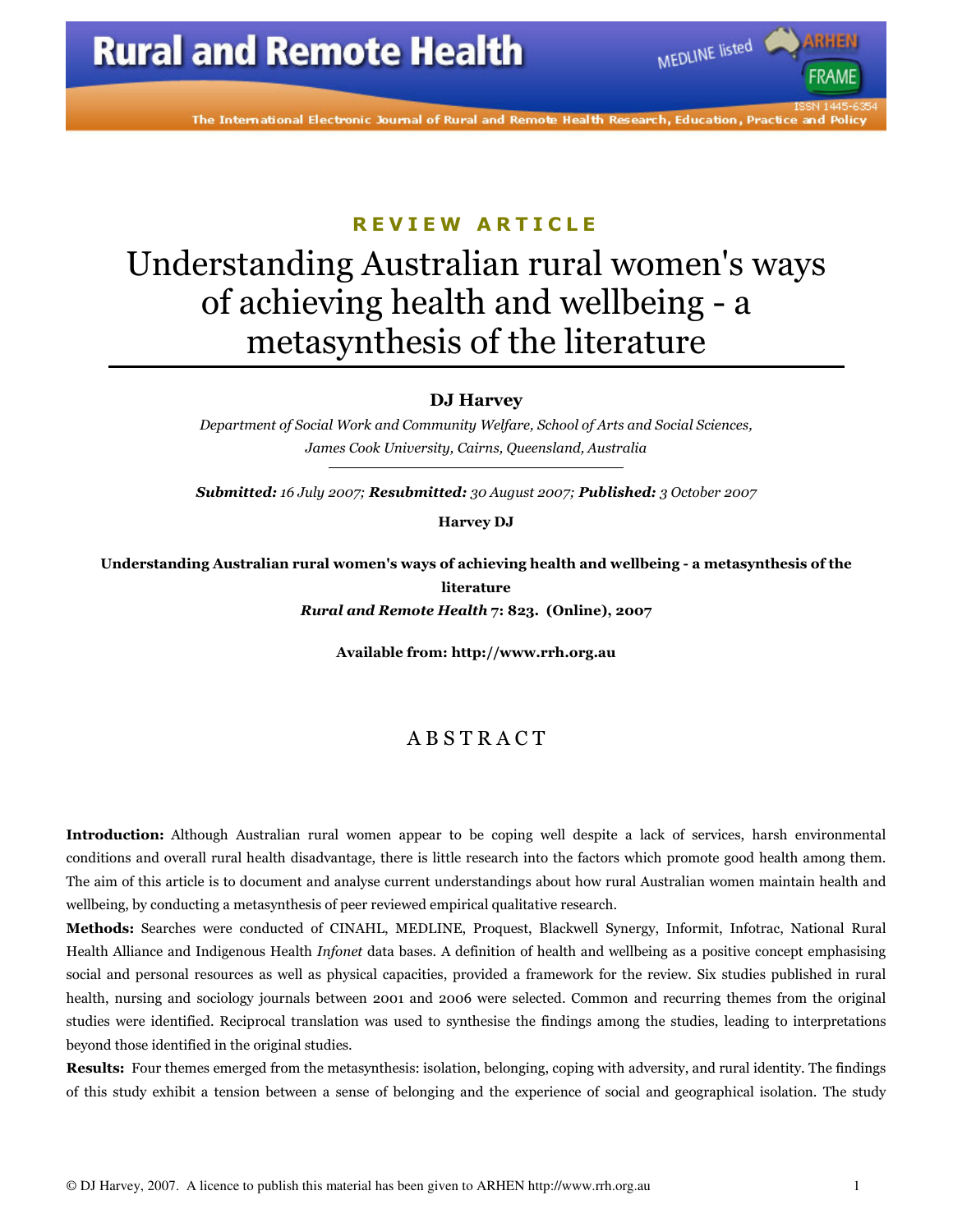**REVIEW ARTICLE**

# Understanding Australian rural women's ways of achieving health and wellbeing - a metasynthesis of the literature

**DJ Harvey**

*Department of Social Work and Community Welfare, School of Arts and Social Sciences, James Cook University, Cairns, Queensland, Australia*

***Submitted:** 16 July 2007; **Resubmitted:** 30 August 2007; **Published:** 3 October 2007*

**Harvey DJ**

**Understanding Australian rural women's ways of achieving health and wellbeing - a metasynthesis of the literature**

***Rural and Remote Health* 7: 823. (Online), 2007**

**Available from: http://www.rrh.org.au**

## ABSTRACT

**Introduction:** Although Australian rural women appear to be coping well despite a lack of services, harsh environmental conditions and overall rural health disadvantage, there is little research into the factors which promote good health among them. The aim of this article is to document and analyse current understandings about how rural Australian women maintain health and wellbeing, by conducting a metasynthesis of peer reviewed empirical qualitative research.

**Methods:** Searches were conducted of CINAHL, MEDLINE, Proquest, Blackwell Synergy, Informit, Infotrac, National Rural Health Alliance and Indigenous Health *Infonet* data bases. A definition of health and wellbeing as a positive concept emphasising social and personal resources as well as physical capacities, provided a framework for the review. Six studies published in rural health, nursing and sociology journals between 2001 and 2006 were selected. Common and recurring themes from the original studies were identified. Reciprocal translation was used to synthesise the findings among the studies, leading to interpretations beyond those identified in the original studies.

**Results:** Four themes emerged from the metasynthesis: isolation, belonging, coping with adversity, and rural identity. The findings of this study exhibit a tension between a sense of belonging and the experience of social and geographical isolation. The study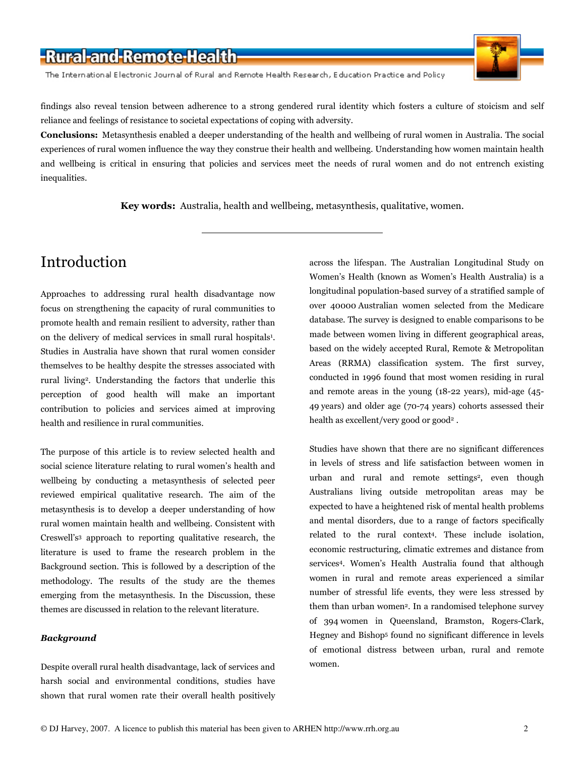findings also reveal tension between adherence to a strong gendered rural identity which fosters a culture of stoicism and self reliance and feelings of resistance to societal expectations of coping with adversity.

**Conclusions:** Metasynthesis enabled a deeper understanding of the health and wellbeing of rural women in Australia. The social experiences of rural women influence the way they construe their health and wellbeing. Understanding how women maintain health and wellbeing is critical in ensuring that policies and services meet the needs of rural women and do not entrench existing inequalities.

**Key words:** Australia, health and wellbeing, metasynthesis, qualitative, women.

---

# Introduction

Approaches to addressing rural health disadvantage now focus on strengthening the capacity of rural communities to promote health and remain resilient to adversity, rather than on the delivery of medical services in small rural hospitals[1]. Studies in Australia have shown that rural women consider themselves to be healthy despite the stresses associated with rural living[2]. Understanding the factors that underlie this perception of good health will make an important contribution to policies and services aimed at improving health and resilience in rural communities.

The purpose of this article is to review selected health and social science literature relating to rural women's health and wellbeing by conducting a metasynthesis of selected peer reviewed empirical qualitative research. The aim of the metasynthesis is to develop a deeper understanding of how rural women maintain health and wellbeing. Consistent with Creswell's[3] approach to reporting qualitative research, the literature is used to frame the research problem in the Background section. This is followed by a description of the methodology. The results of the study are the themes emerging from the metasynthesis. In the Discussion, these themes are discussed in relation to the relevant literature.

### *Background*

Despite overall rural health disadvantage, lack of services and harsh social and environmental conditions, studies have shown that rural women rate their overall health positively across the lifespan. The Australian Longitudinal Study on Women's Health (known as Women's Health Australia) is a longitudinal population-based survey of a stratified sample of over 40000 Australian women selected from the Medicare database. The survey is designed to enable comparisons to be made between women living in different geographical areas, based on the widely accepted Rural, Remote & Metropolitan Areas (RRMA) classification system. The first survey, conducted in 1996 found that most women residing in rural and remote areas in the young (18-22 years), mid-age (45-49 years) and older age (70-74 years) cohorts assessed their health as excellent/very good or good[2] .

Studies have shown that there are no significant differences in levels of stress and life satisfaction between women in urban and rural and remote settings[2], even though Australians living outside metropolitan areas may be expected to have a heightened risk of mental health problems and mental disorders, due to a range of factors specifically related to the rural context[4]. These include isolation, economic restructuring, climatic extremes and distance from services[4]. Women's Health Australia found that although women in rural and remote areas experienced a similar number of stressful life events, they were less stressed by them than urban women[2]. In a randomised telephone survey of 394 women in Queensland, Bramston, Rogers-Clark, Hegney and Bishop[5] found no significant difference in levels of emotional distress between urban, rural and remote women.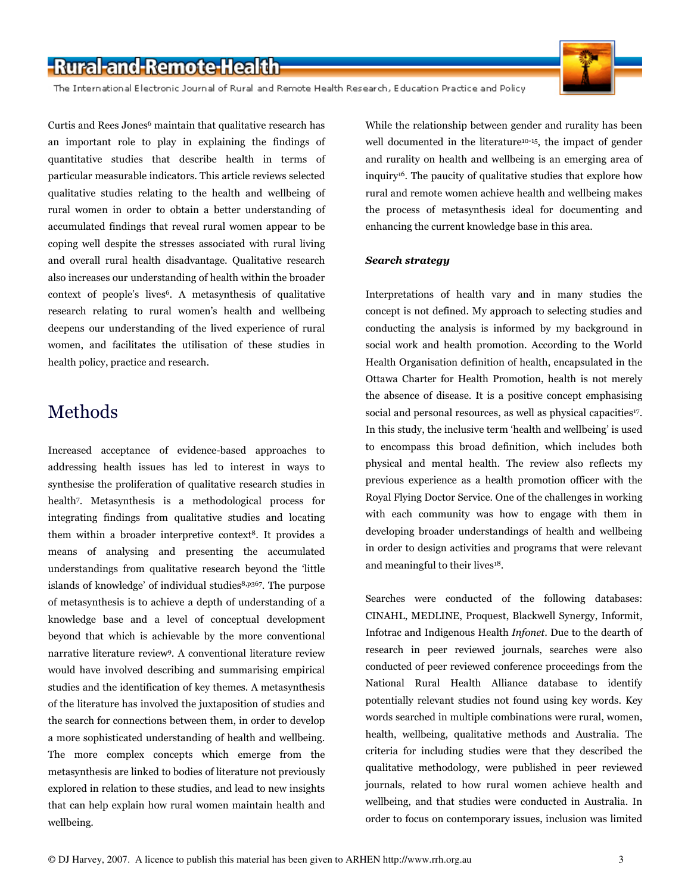Curtis and Rees Jones[6] maintain that qualitative research has an important role to play in explaining the findings of quantitative studies that describe health in terms of particular measurable indicators. This article reviews selected qualitative studies relating to the health and wellbeing of rural women in order to obtain a better understanding of accumulated findings that reveal rural women appear to be coping well despite the stresses associated with rural living and overall rural health disadvantage. Qualitative research also increases our understanding of health within the broader context of people's lives[6]. A metasynthesis of qualitative research relating to rural women's health and wellbeing deepens our understanding of the lived experience of rural women, and facilitates the utilisation of these studies in health policy, practice and research.

# Methods

Increased acceptance of evidence-based approaches to addressing health issues has led to interest in ways to synthesise the proliferation of qualitative research studies in health[7]. Metasynthesis is a methodological process for integrating findings from qualitative studies and locating them within a broader interpretive context[8]. It provides a means of analysing and presenting the accumulated understandings from qualitative research beyond the 'little islands of knowledge' of individual studies[8,p367]. The purpose of metasynthesis is to achieve a depth of understanding of a knowledge base and a level of conceptual development beyond that which is achievable by the more conventional narrative literature review[9]. A conventional literature review would have involved describing and summarising empirical studies and the identification of key themes. A metasynthesis of the literature has involved the juxtaposition of studies and the search for connections between them, in order to develop a more sophisticated understanding of health and wellbeing. The more complex concepts which emerge from the metasynthesis are linked to bodies of literature not previously explored in relation to these studies, and lead to new insights that can help explain how rural women maintain health and wellbeing.

While the relationship between gender and rurality has been well documented in the literature[10-15], the impact of gender and rurality on health and wellbeing is an emerging area of inquiry[16]. The paucity of qualitative studies that explore how rural and remote women achieve health and wellbeing makes the process of metasynthesis ideal for documenting and enhancing the current knowledge base in this area.

***Search strategy***

Interpretations of health vary and in many studies the concept is not defined. My approach to selecting studies and conducting the analysis is informed by my background in social work and health promotion. According to the World Health Organisation definition of health, encapsulated in the Ottawa Charter for Health Promotion, health is not merely the absence of disease. It is a positive concept emphasising social and personal resources, as well as physical capacities[17]. In this study, the inclusive term 'health and wellbeing' is used to encompass this broad definition, which includes both physical and mental health. The review also reflects my previous experience as a health promotion officer with the Royal Flying Doctor Service. One of the challenges in working with each community was how to engage with them in developing broader understandings of health and wellbeing in order to design activities and programs that were relevant and meaningful to their lives[18].

Searches were conducted of the following databases: CINAHL, MEDLINE, Proquest, Blackwell Synergy, Informit, Infotrac and Indigenous Health *Infonet*. Due to the dearth of research in peer reviewed journals, searches were also conducted of peer reviewed conference proceedings from the National Rural Health Alliance database to identify potentially relevant studies not found using key words. Key words searched in multiple combinations were rural, women, health, wellbeing, qualitative methods and Australia. The criteria for including studies were that they described the qualitative methodology, were published in peer reviewed journals, related to how rural women achieve health and wellbeing, and that studies were conducted in Australia. In order to focus on contemporary issues, inclusion was limited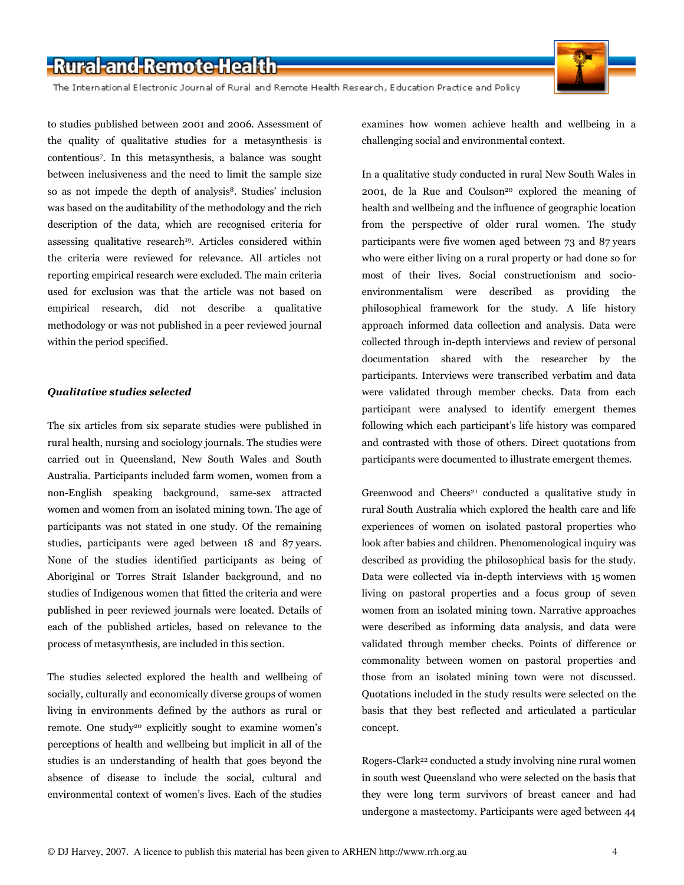to studies published between 2001 and 2006. Assessment of the quality of qualitative studies for a metasynthesis is contentious[7]. In this metasynthesis, a balance was sought between inclusiveness and the need to limit the sample size so as not impede the depth of analysis[8]. Studies' inclusion was based on the auditability of the methodology and the rich description of the data, which are recognised criteria for assessing qualitative research[19]. Articles considered within the criteria were reviewed for relevance. All articles not reporting empirical research were excluded. The main criteria used for exclusion was that the article was not based on empirical research, did not describe a qualitative methodology or was not published in a peer reviewed journal within the period specified.

### *Qualitative studies selected*

The six articles from six separate studies were published in rural health, nursing and sociology journals. The studies were carried out in Queensland, New South Wales and South Australia. Participants included farm women, women from a non-English speaking background, same-sex attracted women and women from an isolated mining town. The age of participants was not stated in one study. Of the remaining studies, participants were aged between 18 and 87 years. None of the studies identified participants as being of Aboriginal or Torres Strait Islander background, and no studies of Indigenous women that fitted the criteria and were published in peer reviewed journals were located. Details of each of the published articles, based on relevance to the process of metasynthesis, are included in this section.

The studies selected explored the health and wellbeing of socially, culturally and economically diverse groups of women living in environments defined by the authors as rural or remote. One study[20] explicitly sought to examine women's perceptions of health and wellbeing but implicit in all of the studies is an understanding of health that goes beyond the absence of disease to include the social, cultural and environmental context of women's lives. Each of the studies examines how women achieve health and wellbeing in a challenging social and environmental context.

In a qualitative study conducted in rural New South Wales in 2001, de la Rue and Coulson[20] explored the meaning of health and wellbeing and the influence of geographic location from the perspective of older rural women. The study participants were five women aged between 73 and 87 years who were either living on a rural property or had done so for most of their lives. Social constructionism and socio-environmentalism were described as providing the philosophical framework for the study. A life history approach informed data collection and analysis. Data were collected through in-depth interviews and review of personal documentation shared with the researcher by the participants. Interviews were transcribed verbatim and data were validated through member checks. Data from each participant were analysed to identify emergent themes following which each participant's life history was compared and contrasted with those of others. Direct quotations from participants were documented to illustrate emergent themes.

Greenwood and Cheers[21] conducted a qualitative study in rural South Australia which explored the health care and life experiences of women on isolated pastoral properties who look after babies and children. Phenomenological inquiry was described as providing the philosophical basis for the study. Data were collected via in-depth interviews with 15 women living on pastoral properties and a focus group of seven women from an isolated mining town. Narrative approaches were described as informing data analysis, and data were validated through member checks. Points of difference or commonality between women on pastoral properties and those from an isolated mining town were not discussed. Quotations included in the study results were selected on the basis that they best reflected and articulated a particular concept.

Rogers-Clark[22] conducted a study involving nine rural women in south west Queensland who were selected on the basis that they were long term survivors of breast cancer and had undergone a mastectomy. Participants were aged between 44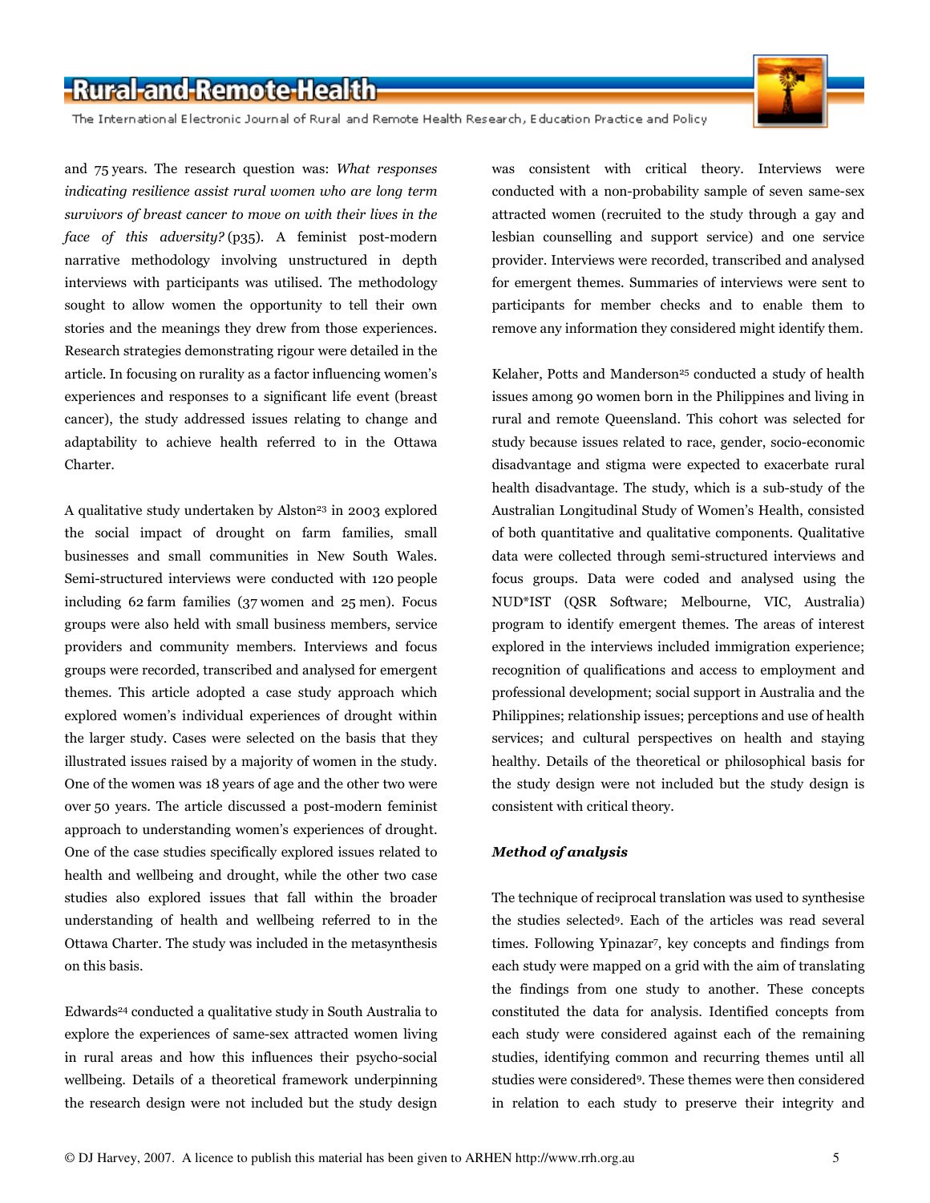and 75 years. The research question was: *What responses indicating resilience assist rural women who are long term survivors of breast cancer to move on with their lives in the face of this adversity?* (p35). A feminist post-modern narrative methodology involving unstructured in depth interviews with participants was utilised. The methodology sought to allow women the opportunity to tell their own stories and the meanings they drew from those experiences. Research strategies demonstrating rigour were detailed in the article. In focusing on rurality as a factor influencing women's experiences and responses to a significant life event (breast cancer), the study addressed issues relating to change and adaptability to achieve health referred to in the Ottawa Charter.

A qualitative study undertaken by Alston[23] in 2003 explored the social impact of drought on farm families, small businesses and small communities in New South Wales. Semi-structured interviews were conducted with 120 people including 62 farm families (37 women and 25 men). Focus groups were also held with small business members, service providers and community members. Interviews and focus groups were recorded, transcribed and analysed for emergent themes. This article adopted a case study approach which explored women's individual experiences of drought within the larger study. Cases were selected on the basis that they illustrated issues raised by a majority of women in the study. One of the women was 18 years of age and the other two were over 50 years. The article discussed a post-modern feminist approach to understanding women's experiences of drought. One of the case studies specifically explored issues related to health and wellbeing and drought, while the other two case studies also explored issues that fall within the broader understanding of health and wellbeing referred to in the Ottawa Charter. The study was included in the metasynthesis on this basis.

Edwards[24] conducted a qualitative study in South Australia to explore the experiences of same-sex attracted women living in rural areas and how this influences their psycho-social wellbeing. Details of a theoretical framework underpinning the research design were not included but the study design was consistent with critical theory. Interviews were conducted with a non-probability sample of seven same-sex attracted women (recruited to the study through a gay and lesbian counselling and support service) and one service provider. Interviews were recorded, transcribed and analysed for emergent themes. Summaries of interviews were sent to participants for member checks and to enable them to remove any information they considered might identify them.

Kelaher, Potts and Manderson[25] conducted a study of health issues among 90 women born in the Philippines and living in rural and remote Queensland. This cohort was selected for study because issues related to race, gender, socio-economic disadvantage and stigma were expected to exacerbate rural health disadvantage. The study, which is a sub-study of the Australian Longitudinal Study of Women's Health, consisted of both quantitative and qualitative components. Qualitative data were collected through semi-structured interviews and focus groups. Data were coded and analysed using the NUD*IST (QSR Software; Melbourne, VIC, Australia) program to identify emergent themes. The areas of interest explored in the interviews included immigration experience; recognition of qualifications and access to employment and professional development; social support in Australia and the Philippines; relationship issues; perceptions and use of health services; and cultural perspectives on health and staying healthy. Details of the theoretical or philosophical basis for the study design were not included but the study design is consistent with critical theory.

***Method of analysis***

The technique of reciprocal translation was used to synthesise the studies selected[9]. Each of the articles was read several times. Following Ypinazar[7], key concepts and findings from each study were mapped on a grid with the aim of translating the findings from one study to another. These concepts constituted the data for analysis. Identified concepts from each study were considered against each of the remaining studies, identifying common and recurring themes until all studies were considered[9]. These themes were then considered in relation to each study to preserve their integrity and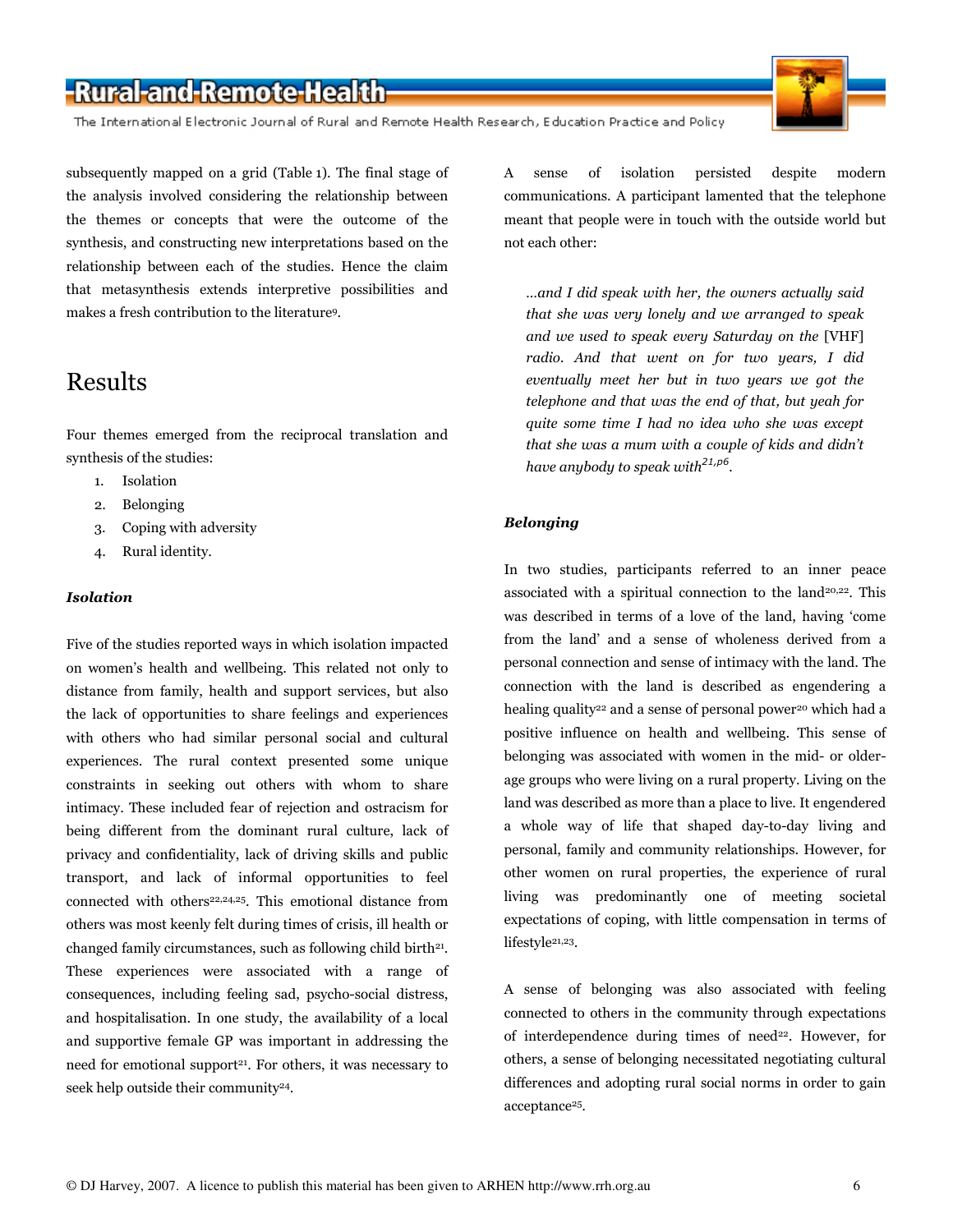subsequently mapped on a grid (Table 1). The final stage of the analysis involved considering the relationship between the themes or concepts that were the outcome of the synthesis, and constructing new interpretations based on the relationship between each of the studies. Hence the claim that metasynthesis extends interpretive possibilities and makes a fresh contribution to the literature[9].

## Results

Four themes emerged from the reciprocal translation and synthesis of the studies:

1. Isolation
2. Belonging
3. Coping with adversity
4. Rural identity.

### *Isolation*

Five of the studies reported ways in which isolation impacted on women's health and wellbeing. This related not only to distance from family, health and support services, but also the lack of opportunities to share feelings and experiences with others who had similar personal social and cultural experiences. The rural context presented some unique constraints in seeking out others with whom to share intimacy. These included fear of rejection and ostracism for being different from the dominant rural culture, lack of privacy and confidentiality, lack of driving skills and public transport, and lack of informal opportunities to feel connected with others[22,24,25]. This emotional distance from others was most keenly felt during times of crisis, ill health or changed family circumstances, such as following child birth[21]. These experiences were associated with a range of consequences, including feeling sad, psycho-social distress, and hospitalisation. In one study, the availability of a local and supportive female GP was important in addressing the need for emotional support[21]. For others, it was necessary to seek help outside their community[24].

A sense of isolation persisted despite modern communications. A participant lamented that the telephone meant that people were in touch with the outside world but not each other:

> *...and I did speak with her, the owners actually said that she was very lonely and we arranged to speak and we used to speak every Saturday on the* [VHF] *radio. And that went on for two years, I did eventually meet her but in two years we got the telephone and that was the end of that, but yeah for quite some time I had no idea who she was except that she was a mum with a couple of kids and didn't have anybody to speak with*[21,p6].

### *Belonging*

In two studies, participants referred to an inner peace associated with a spiritual connection to the land[20,22]. This was described in terms of a love of the land, having 'come from the land' and a sense of wholeness derived from a personal connection and sense of intimacy with the land. The connection with the land is described as engendering a healing quality[22] and a sense of personal power[20] which had a positive influence on health and wellbeing. This sense of belonging was associated with women in the mid- or older-age groups who were living on a rural property. Living on the land was described as more than a place to live. It engendered a whole way of life that shaped day-to-day living and personal, family and community relationships. However, for other women on rural properties, the experience of rural living was predominantly one of meeting societal expectations of coping, with little compensation in terms of lifestyle[21,23].

A sense of belonging was also associated with feeling connected to others in the community through expectations of interdependence during times of need[22]. However, for others, a sense of belonging necessitated negotiating cultural differences and adopting rural social norms in order to gain acceptance[25].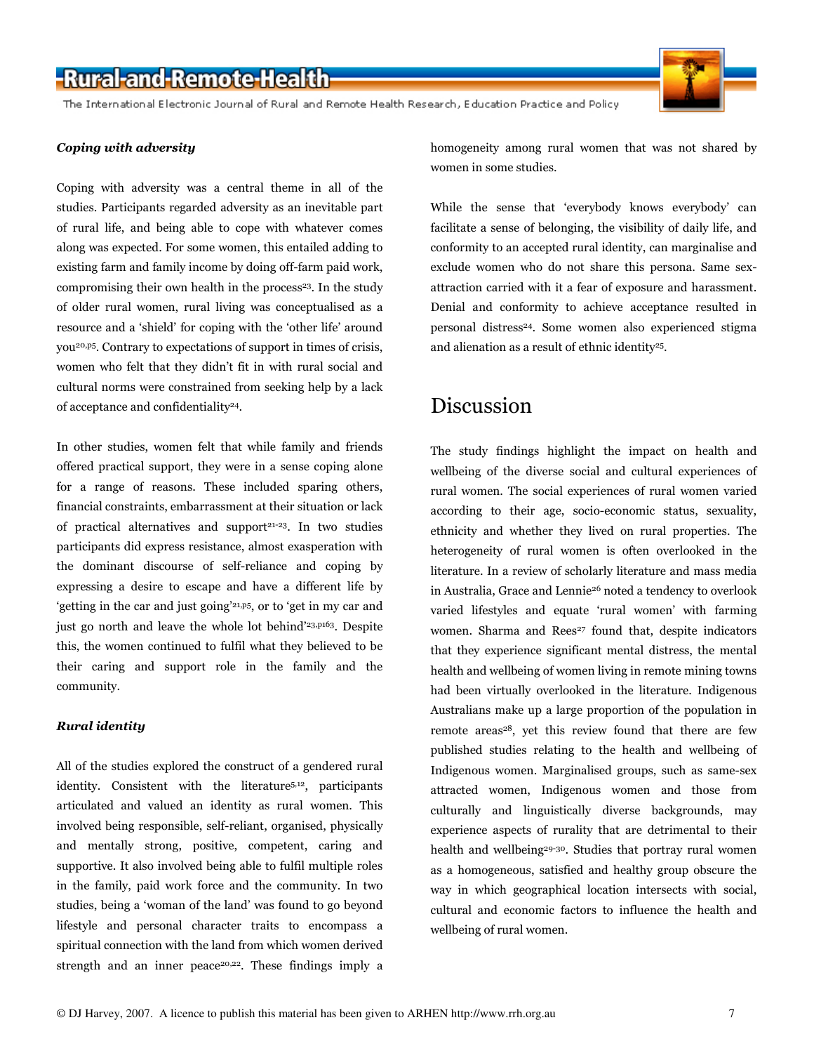### *Coping with adversity*

Coping with adversity was a central theme in all of the studies. Participants regarded adversity as an inevitable part of rural life, and being able to cope with whatever comes along was expected. For some women, this entailed adding to existing farm and family income by doing off-farm paid work, compromising their own health in the process[23]. In the study of older rural women, rural living was conceptualised as a resource and a 'shield' for coping with the 'other life' around you[20,p5]. Contrary to expectations of support in times of crisis, women who felt that they didn't fit in with rural social and cultural norms were constrained from seeking help by a lack of acceptance and confidentiality[24].

In other studies, women felt that while family and friends offered practical support, they were in a sense coping alone for a range of reasons. These included sparing others, financial constraints, embarrassment at their situation or lack of practical alternatives and support[21-23]. In two studies participants did express resistance, almost exasperation with the dominant discourse of self-reliance and coping by expressing a desire to escape and have a different life by 'getting in the car and just going'[21,p5], or to 'get in my car and just go north and leave the whole lot behind'[23,p163]. Despite this, the women continued to fulfil what they believed to be their caring and support role in the family and the community.

### *Rural identity*

All of the studies explored the construct of a gendered rural identity. Consistent with the literature[5,12], participants articulated and valued an identity as rural women. This involved being responsible, self-reliant, organised, physically and mentally strong, positive, competent, caring and supportive. It also involved being able to fulfil multiple roles in the family, paid work force and the community. In two studies, being a 'woman of the land' was found to go beyond lifestyle and personal character traits to encompass a spiritual connection with the land from which women derived strength and an inner peace[20,22]. These findings imply a homogeneity among rural women that was not shared by women in some studies.

While the sense that 'everybody knows everybody' can facilitate a sense of belonging, the visibility of daily life, and conformity to an accepted rural identity, can marginalise and exclude women who do not share this persona. Same sex-attraction carried with it a fear of exposure and harassment. Denial and conformity to achieve acceptance resulted in personal distress[24]. Some women also experienced stigma and alienation as a result of ethnic identity[25].

# Discussion

The study findings highlight the impact on health and wellbeing of the diverse social and cultural experiences of rural women. The social experiences of rural women varied according to their age, socio-economic status, sexuality, ethnicity and whether they lived on rural properties. The heterogeneity of rural women is often overlooked in the literature. In a review of scholarly literature and mass media in Australia, Grace and Lennie[26] noted a tendency to overlook varied lifestyles and equate 'rural women' with farming women. Sharma and Rees[27] found that, despite indicators that they experience significant mental distress, the mental health and wellbeing of women living in remote mining towns had been virtually overlooked in the literature. Indigenous Australians make up a large proportion of the population in remote areas[28], yet this review found that there are few published studies relating to the health and wellbeing of Indigenous women. Marginalised groups, such as same-sex attracted women, Indigenous women and those from culturally and linguistically diverse backgrounds, may experience aspects of rurality that are detrimental to their health and wellbeing[29-30]. Studies that portray rural women as a homogeneous, satisfied and healthy group obscure the way in which geographical location intersects with social, cultural and economic factors to influence the health and wellbeing of rural women.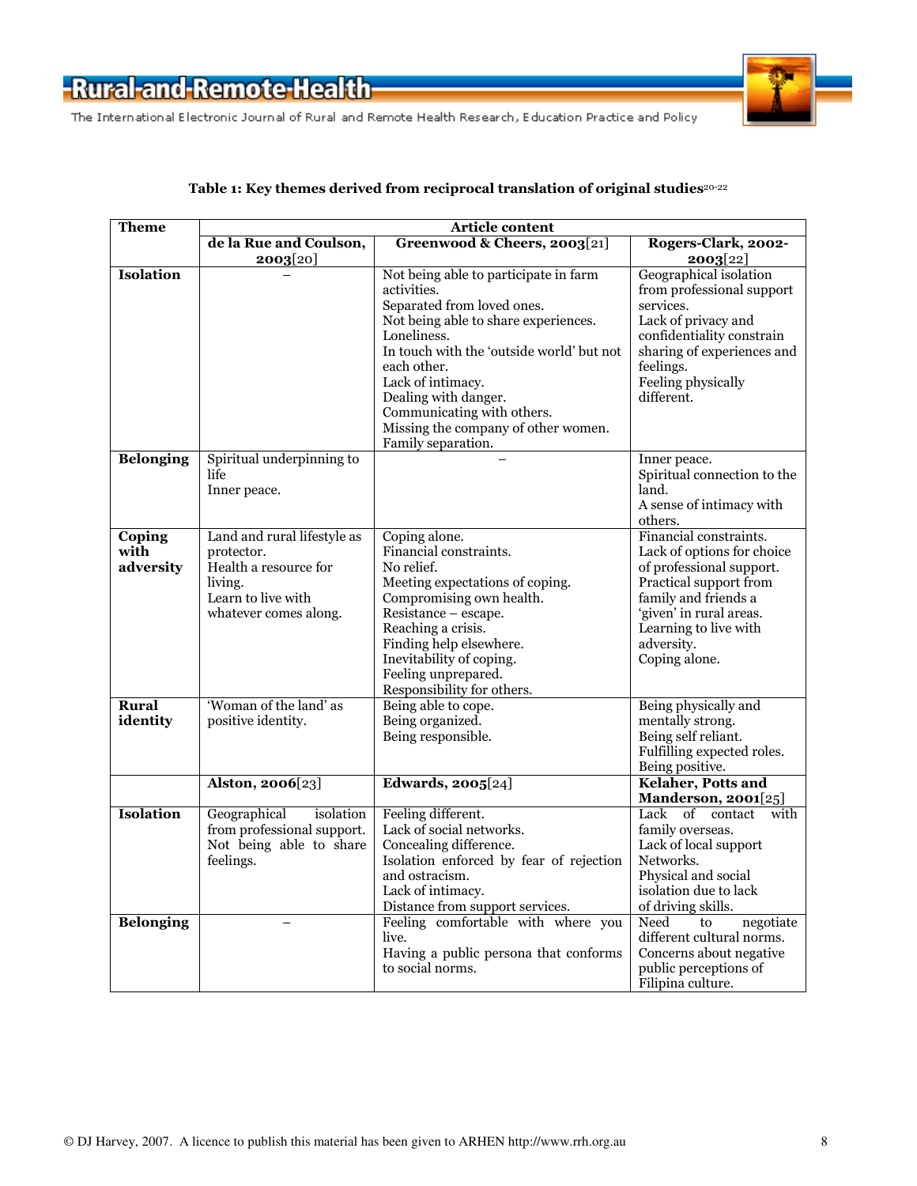**Table 1: Key themes derived from reciprocal translation of original studies**[20-22]

| Theme | Article content | | |
|---|---|---|---|
| | **de la Rue and Coulson, 2003**[20] | **Greenwood & Cheers, 2003**[21] | **Rogers-Clark, 2002-2003**[22] |
| **Isolation** | – | Not being able to participate in farm activities.<br>Separated from loved ones.<br>Not being able to share experiences.<br>Loneliness.<br>In touch with the 'outside world' but not each other.<br>Lack of intimacy.<br>Dealing with danger.<br>Communicating with others.<br>Missing the company of other women.<br>Family separation. | Geographical isolation from professional support services.<br>Lack of privacy and confidentiality constrain sharing of experiences and feelings.<br>Feeling physically different. |
| **Belonging** | Spiritual underpinning to life<br>Inner peace. | – | Inner peace.<br>Spiritual connection to the land.<br>A sense of intimacy with others. |
| **Coping with adversity** | Land and rural lifestyle as protector.<br>Health a resource for living.<br>Learn to live with whatever comes along. | Coping alone.<br>Financial constraints.<br>No relief.<br>Meeting expectations of coping.<br>Compromising own health.<br>Resistance – escape.<br>Reaching a crisis.<br>Finding help elsewhere.<br>Inevitability of coping.<br>Feeling unprepared.<br>Responsibility for others. | Financial constraints.<br>Lack of options for choice of professional support.<br>Practical support from family and friends a 'given' in rural areas.<br>Learning to live with adversity.<br>Coping alone. |
| **Rural identity** | 'Woman of the land' as positive identity. | Being able to cope.<br>Being organized.<br>Being responsible. | Being physically and mentally strong.<br>Being self reliant.<br>Fulfilling expected roles.<br>Being positive. |
| | **Alston, 2006**[23] | **Edwards, 2005**[24] | **Kelaher, Potts and Manderson, 2001**[25] |
| **Isolation** | Geographical isolation from professional support.<br>Not being able to share feelings. | Feeling different.<br>Lack of social networks.<br>Concealing difference.<br>Isolation enforced by fear of rejection and ostracism.<br>Lack of intimacy.<br>Distance from support services. | Lack of contact with family overseas.<br>Lack of local support Networks.<br>Physical and social isolation due to lack of driving skills. |
| **Belonging** | – | Feeling comfortable with where you live.<br>Having a public persona that conforms to social norms. | Need to negotiate different cultural norms.<br>Concerns about negative public perceptions of Filipina culture. |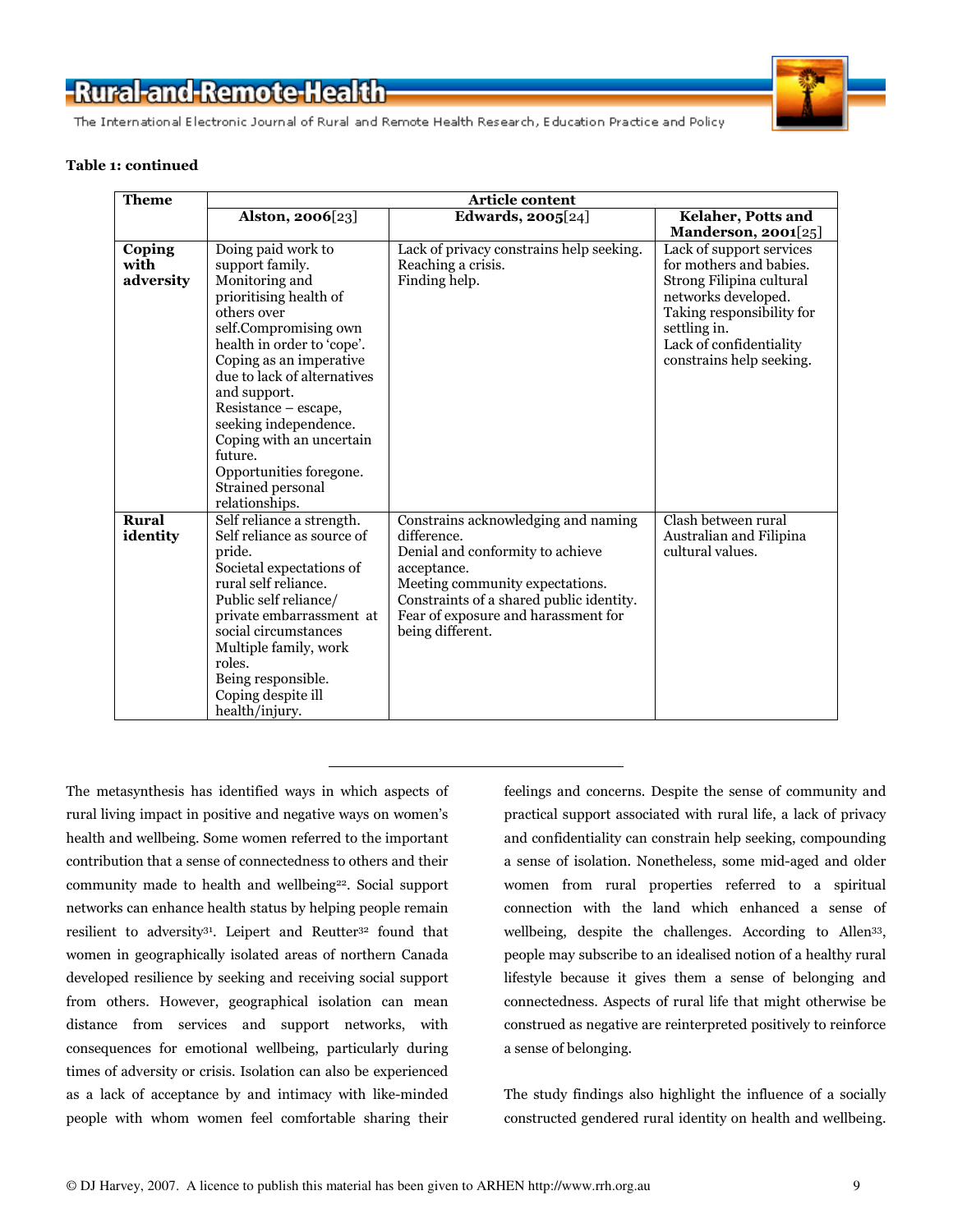**Table 1: continued**

| Theme | Article content | | |
|---|---|---|---|
| | **Alston, 2006**[23] | **Edwards, 2005**[24] | **Kelaher, Potts and Manderson, 2001**[25] |
| **Coping with adversity** | Doing paid work to support family. Monitoring and prioritising health of others over self. Compromising own health in order to 'cope'. Coping as an imperative due to lack of alternatives and support. Resistance – escape, seeking independence. Coping with an uncertain future. Opportunities foregone. Strained personal relationships. | Lack of privacy constrains help seeking. Reaching a crisis. Finding help. | Lack of support services for mothers and babies. Strong Filipina cultural networks developed. Taking responsibility for settling in. Lack of confidentiality constrains help seeking. |
| **Rural identity** | Self reliance a strength. Self reliance as source of pride. Societal expectations of rural self reliance. Public self reliance/ private embarrassment at social circumstances Multiple family, work roles. Being responsible. Coping despite ill health/injury. | Constrains acknowledging and naming difference. Denial and conformity to achieve acceptance. Meeting community expectations. Constraints of a shared public identity. Fear of exposure and harassment for being different. | Clash between rural Australian and Filipina cultural values. |

---

The metasynthesis has identified ways in which aspects of rural living impact in positive and negative ways on women's health and wellbeing. Some women referred to the important contribution that a sense of connectedness to others and their community made to health and wellbeing[22]. Social support networks can enhance health status by helping people remain resilient to adversity[31]. Leipert and Reutter[32] found that women in geographically isolated areas of northern Canada developed resilience by seeking and receiving social support from others. However, geographical isolation can mean distance from services and support networks, with consequences for emotional wellbeing, particularly during times of adversity or crisis. Isolation can also be experienced as a lack of acceptance by and intimacy with like-minded people with whom women feel comfortable sharing their feelings and concerns. Despite the sense of community and practical support associated with rural life, a lack of privacy and confidentiality can constrain help seeking, compounding a sense of isolation. Nonetheless, some mid-aged and older women from rural properties referred to a spiritual connection with the land which enhanced a sense of wellbeing, despite the challenges. According to Allen[33], people may subscribe to an idealised notion of a healthy rural lifestyle because it gives them a sense of belonging and connectedness. Aspects of rural life that might otherwise be construed as negative are reinterpreted positively to reinforce a sense of belonging.

The study findings also highlight the influence of a socially constructed gendered rural identity on health and wellbeing.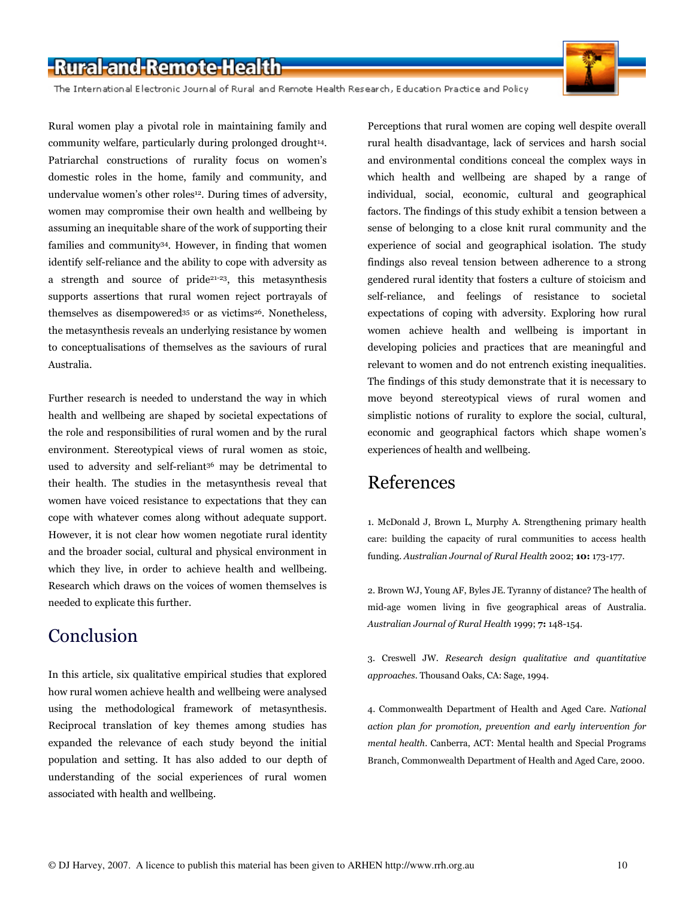Rural women play a pivotal role in maintaining family and community welfare, particularly during prolonged drought[14]. Patriarchal constructions of rurality focus on women's domestic roles in the home, family and community, and undervalue women's other roles[12]. During times of adversity, women may compromise their own health and wellbeing by assuming an inequitable share of the work of supporting their families and community[34]. However, in finding that women identify self-reliance and the ability to cope with adversity as a strength and source of pride[21-23], this metasynthesis supports assertions that rural women reject portrayals of themselves as disempowered[35] or as victims[26]. Nonetheless, the metasynthesis reveals an underlying resistance by women to conceptualisations of themselves as the saviours of rural Australia.

Further research is needed to understand the way in which health and wellbeing are shaped by societal expectations of the role and responsibilities of rural women and by the rural environment. Stereotypical views of rural women as stoic, used to adversity and self-reliant[36] may be detrimental to their health. The studies in the metasynthesis reveal that women have voiced resistance to expectations that they can cope with whatever comes along without adequate support. However, it is not clear how women negotiate rural identity and the broader social, cultural and physical environment in which they live, in order to achieve health and wellbeing. Research which draws on the voices of women themselves is needed to explicate this further.

## Conclusion

In this article, six qualitative empirical studies that explored how rural women achieve health and wellbeing were analysed using the methodological framework of metasynthesis. Reciprocal translation of key themes among studies has expanded the relevance of each study beyond the initial population and setting. It has also added to our depth of understanding of the social experiences of rural women associated with health and wellbeing.

Perceptions that rural women are coping well despite overall rural health disadvantage, lack of services and harsh social and environmental conditions conceal the complex ways in which health and wellbeing are shaped by a range of individual, social, economic, cultural and geographical factors. The findings of this study exhibit a tension between a sense of belonging to a close knit rural community and the experience of social and geographical isolation. The study findings also reveal tension between adherence to a strong gendered rural identity that fosters a culture of stoicism and self-reliance, and feelings of resistance to societal expectations of coping with adversity. Exploring how rural women achieve health and wellbeing is important in developing policies and practices that are meaningful and relevant to women and do not entrench existing inequalities. The findings of this study demonstrate that it is necessary to move beyond stereotypical views of rural women and simplistic notions of rurality to explore the social, cultural, economic and geographical factors which shape women's experiences of health and wellbeing.

## References

1. McDonald J, Brown L, Murphy A. Strengthening primary health care: building the capacity of rural communities to access health funding. *Australian Journal of Rural Health* 2002; **10:** 173-177.

2. Brown WJ, Young AF, Byles JE. Tyranny of distance? The health of mid-age women living in five geographical areas of Australia. *Australian Journal of Rural Health* 1999; **7:** 148-154.

3. Creswell JW. *Research design qualitative and quantitative approaches*. Thousand Oaks, CA: Sage, 1994.

4. Commonwealth Department of Health and Aged Care. *National action plan for promotion, prevention and early intervention for mental health*. Canberra, ACT: Mental health and Special Programs Branch, Commonwealth Department of Health and Aged Care, 2000.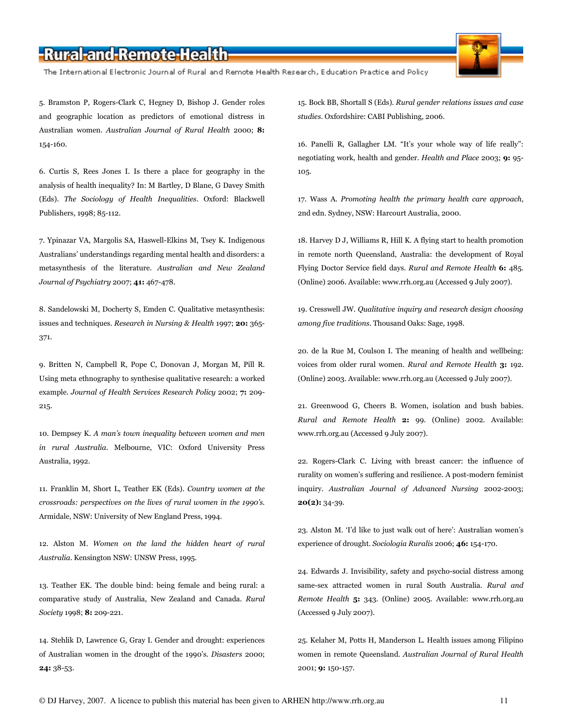5. Bramston P, Rogers-Clark C, Hegney D, Bishop J. Gender roles and geographic location as predictors of emotional distress in Australian women. *Australian Journal of Rural Health* 2000; **8:** 154-160.

6. Curtis S, Rees Jones I. Is there a place for geography in the analysis of health inequality? In: M Bartley, D Blane, G Davey Smith (Eds). *The Sociology of Health Inequalities*. Oxford: Blackwell Publishers, 1998; 85-112.

7. Ypinazar VA, Margolis SA, Haswell-Elkins M, Tsey K. Indigenous Australians' understandings regarding mental health and disorders: a metasynthesis of the literature. *Australian and New Zealand Journal of Psychiatry* 2007; **41:** 467-478.

8. Sandelowski M, Docherty S, Emden C. Qualitative metasynthesis: issues and techniques. *Research in Nursing & Health* 1997; **20:** 365-371.

9. Britten N, Campbell R, Pope C, Donovan J, Morgan M, Pill R. Using meta ethnography to synthesise qualitative research: a worked example. *Journal of Health Services Research Policy* 2002; **7:** 209-215.

10. Dempsey K. *A man's town inequality between women and men in rural Australia*. Melbourne, VIC: Oxford University Press Australia, 1992.

11. Franklin M, Short L, Teather EK (Eds). *Country women at the crossroads: perspectives on the lives of rural women in the 1990's*. Armidale, NSW: University of New England Press, 1994.

12. Alston M. *Women on the land the hidden heart of rural Australia*. Kensington NSW: UNSW Press, 1995.

13. Teather EK. The double bind: being female and being rural: a comparative study of Australia, New Zealand and Canada. *Rural Society* 1998; **8:** 209-221.

14. Stehlik D, Lawrence G, Gray I. Gender and drought: experiences of Australian women in the drought of the 1990's. *Disasters* 2000; **24:** 38-53.

15. Bock BB, Shortall S (Eds). *Rural gender relations issues and case studies*. Oxfordshire: CABI Publishing, 2006.

16. Panelli R, Gallagher LM. "It's your whole way of life really": negotiating work, health and gender. *Health and Place* 2003; **9:** 95-105.

17. Wass A. *Promoting health the primary health care approach*, 2nd edn. Sydney, NSW: Harcourt Australia, 2000.

18. Harvey D J, Williams R, Hill K. A flying start to health promotion in remote north Queensland, Australia: the development of Royal Flying Doctor Service field days. *Rural and Remote Health* **6:** 485. (Online) 2006. Available: www.rrh.org.au (Accessed 9 July 2007).

19. Cresswell JW. *Qualitative inquiry and research design choosing among five traditions*. Thousand Oaks: Sage, 1998.

20. de la Rue M, Coulson I. The meaning of health and wellbeing: voices from older rural women. *Rural and Remote Health* **3:** 192. (Online) 2003. Available: www.rrh.org.au (Accessed 9 July 2007).

21. Greenwood G, Cheers B. Women, isolation and bush babies. *Rural and Remote Health* **2:** 99. (Online) 2002. Available: www.rrh.org.au (Accessed 9 July 2007).

22. Rogers-Clark C. Living with breast cancer: the influence of rurality on women's suffering and resilience. A post-modern feminist inquiry. *Australian Journal of Advanced Nursing* 2002-2003; **20(2):** 34-39.

23. Alston M. 'I'd like to just walk out of here': Australian women's experience of drought. *Sociologia Ruralis* 2006; **46:** 154-170.

24. Edwards J. Invisibility, safety and psycho-social distress among same-sex attracted women in rural South Australia. *Rural and Remote Health* **5:** 343. (Online) 2005. Available: www.rrh.org.au (Accessed 9 July 2007).

25. Kelaher M, Potts H, Manderson L. Health issues among Filipino women in remote Queensland. *Australian Journal of Rural Health* 2001; **9:** 150-157.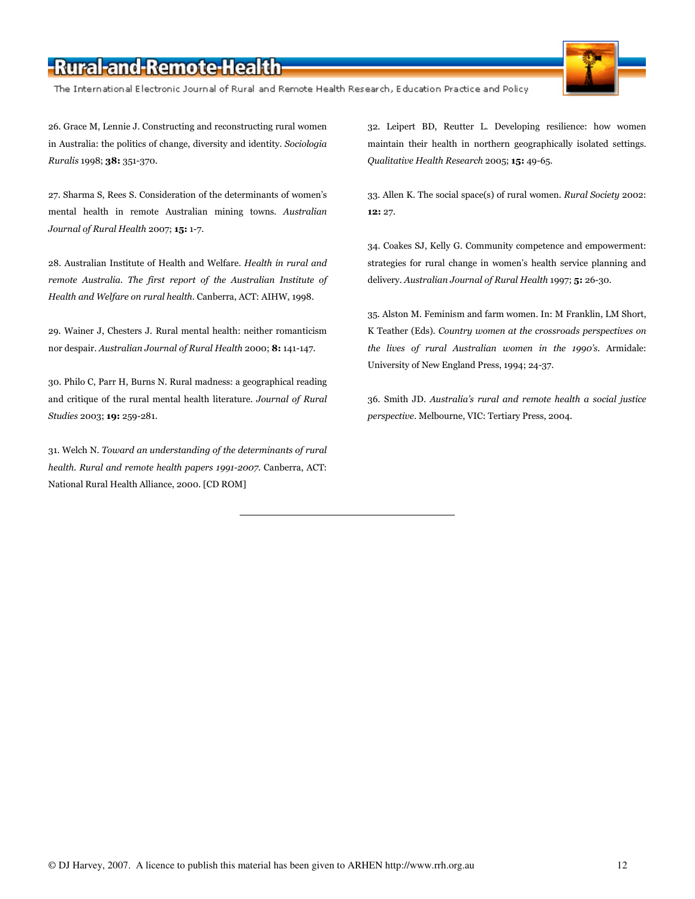26. Grace M, Lennie J. Constructing and reconstructing rural women in Australia: the politics of change, diversity and identity. *Sociologia Ruralis* 1998; **38:** 351-370.

27. Sharma S, Rees S. Consideration of the determinants of women's mental health in remote Australian mining towns. *Australian Journal of Rural Health* 2007; **15:** 1-7.

28. Australian Institute of Health and Welfare. *Health in rural and remote Australia. The first report of the Australian Institute of Health and Welfare on rural health*. Canberra, ACT: AIHW, 1998.

29. Wainer J, Chesters J. Rural mental health: neither romanticism nor despair. *Australian Journal of Rural Health* 2000; **8:** 141-147.

30. Philo C, Parr H, Burns N. Rural madness: a geographical reading and critique of the rural mental health literature. *Journal of Rural Studies* 2003; **19:** 259-281.

31. Welch N. *Toward an understanding of the determinants of rural health. Rural and remote health papers 1991-2007.* Canberra, ACT: National Rural Health Alliance, 2000. [CD ROM]

32. Leipert BD, Reutter L. Developing resilience: how women maintain their health in northern geographically isolated settings. *Qualitative Health Research* 2005; **15:** 49-65.

33. Allen K. The social space(s) of rural women. *Rural Society* 2002: **12:** 27.

34. Coakes SJ, Kelly G. Community competence and empowerment: strategies for rural change in women's health service planning and delivery. *Australian Journal of Rural Health* 1997; **5:** 26-30.

35. Alston M. Feminism and farm women. In: M Franklin, LM Short, K Teather (Eds). *Country women at the crossroads perspectives on the lives of rural Australian women in the 1990's*. Armidale: University of New England Press, 1994; 24-37.

36. Smith JD. *Australia's rural and remote health a social justice perspective*. Melbourne, VIC: Tertiary Press, 2004.